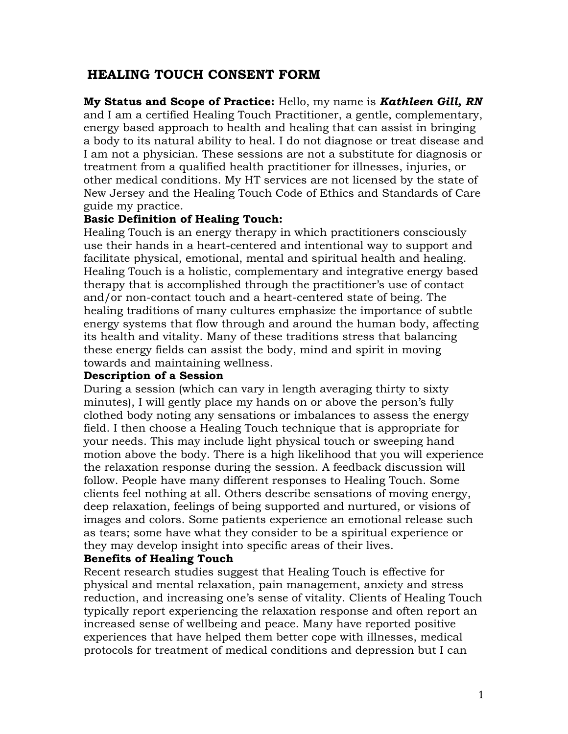# HEALING TOUCH CONSENT FORM

**My Status and Scope of Practice:** Hello, my name is ***Kathleen Gill, RN*** and I am a certified Healing Touch Practitioner, a gentle, complementary, energy based approach to health and healing that can assist in bringing a body to its natural ability to heal. I do not diagnose or treat disease and I am not a physician. These sessions are not a substitute for diagnosis or treatment from a qualified health practitioner for illnesses, injuries, or other medical conditions. My HT services are not licensed by the state of New Jersey and the Healing Touch Code of Ethics and Standards of Care guide my practice.

**Basic Definition of Healing Touch:**

Healing Touch is an energy therapy in which practitioners consciously use their hands in a heart-centered and intentional way to support and facilitate physical, emotional, mental and spiritual health and healing. Healing Touch is a holistic, complementary and integrative energy based therapy that is accomplished through the practitioner's use of contact and/or non-contact touch and a heart-centered state of being. The healing traditions of many cultures emphasize the importance of subtle energy systems that flow through and around the human body, affecting its health and vitality. Many of these traditions stress that balancing these energy fields can assist the body, mind and spirit in moving towards and maintaining wellness.

**Description of a Session**

During a session (which can vary in length averaging thirty to sixty minutes), I will gently place my hands on or above the person's fully clothed body noting any sensations or imbalances to assess the energy field. I then choose a Healing Touch technique that is appropriate for your needs. This may include light physical touch or sweeping hand motion above the body. There is a high likelihood that you will experience the relaxation response during the session. A feedback discussion will follow. People have many different responses to Healing Touch. Some clients feel nothing at all. Others describe sensations of moving energy, deep relaxation, feelings of being supported and nurtured, or visions of images and colors. Some patients experience an emotional release such as tears; some have what they consider to be a spiritual experience or they may develop insight into specific areas of their lives.

**Benefits of Healing Touch**

Recent research studies suggest that Healing Touch is effective for physical and mental relaxation, pain management, anxiety and stress reduction, and increasing one's sense of vitality. Clients of Healing Touch typically report experiencing the relaxation response and often report an increased sense of wellbeing and peace. Many have reported positive experiences that have helped them better cope with illnesses, medical protocols for treatment of medical conditions and depression but I can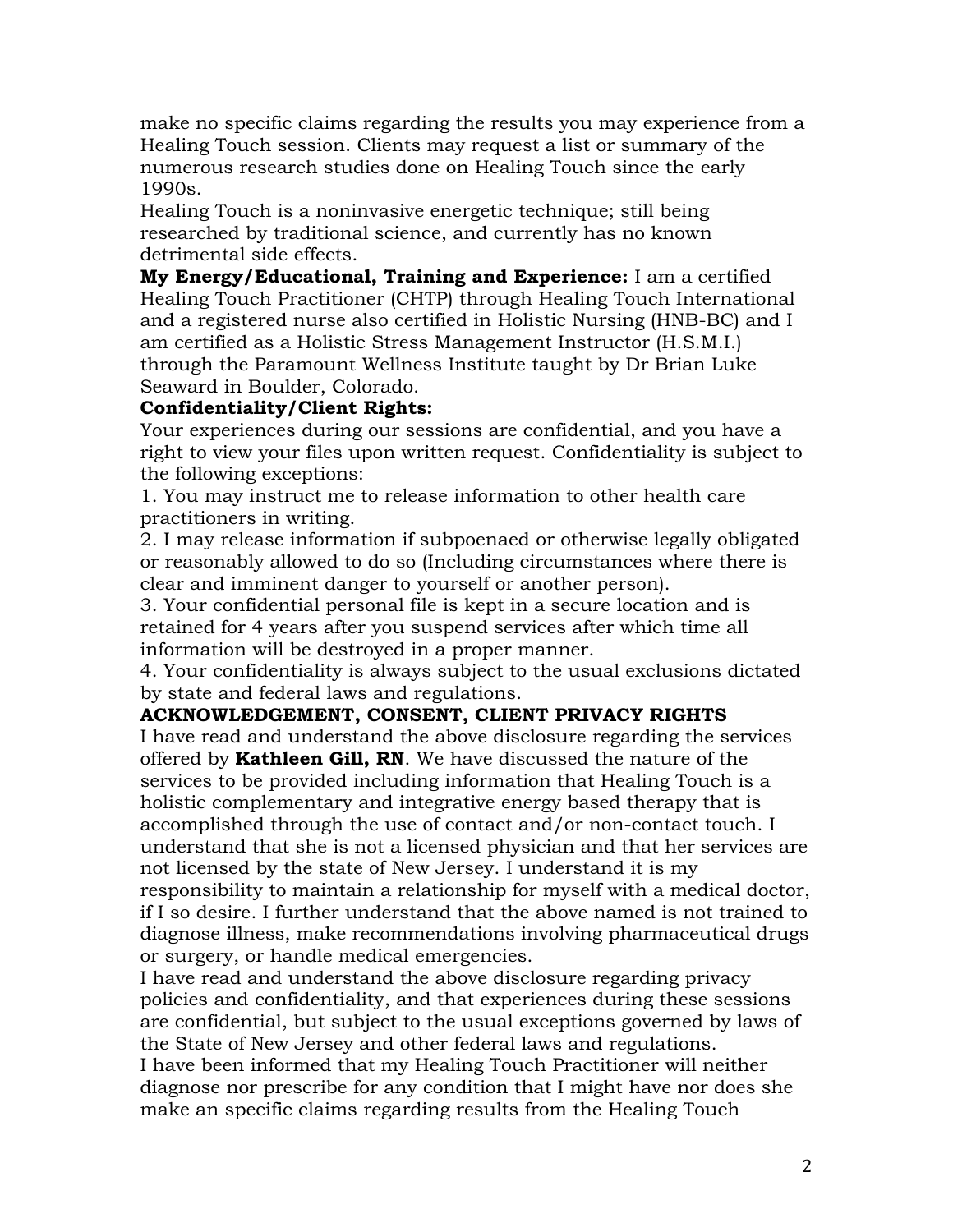make no specific claims regarding the results you may experience from a Healing Touch session. Clients may request a list or summary of the numerous research studies done on Healing Touch since the early 1990s.

Healing Touch is a noninvasive energetic technique; still being researched by traditional science, and currently has no known detrimental side effects.

**My Energy/Educational, Training and Experience:** I am a certified Healing Touch Practitioner (CHTP) through Healing Touch International and a registered nurse also certified in Holistic Nursing (HNB-BC) and I am certified as a Holistic Stress Management Instructor (H.S.M.I.) through the Paramount Wellness Institute taught by Dr Brian Luke Seaward in Boulder, Colorado.

**Confidentiality/Client Rights:**

Your experiences during our sessions are confidential, and you have a right to view your files upon written request. Confidentiality is subject to the following exceptions:

1. You may instruct me to release information to other health care practitioners in writing.
2. I may release information if subpoenaed or otherwise legally obligated or reasonably allowed to do so (Including circumstances where there is clear and imminent danger to yourself or another person).
3. Your confidential personal file is kept in a secure location and is retained for 4 years after you suspend services after which time all information will be destroyed in a proper manner.
4. Your confidentiality is always subject to the usual exclusions dictated by state and federal laws and regulations.

**ACKNOWLEDGEMENT, CONSENT, CLIENT PRIVACY RIGHTS**

I have read and understand the above disclosure regarding the services offered by **Kathleen Gill, RN**. We have discussed the nature of the services to be provided including information that Healing Touch is a holistic complementary and integrative energy based therapy that is accomplished through the use of contact and/or non-contact touch. I understand that she is not a licensed physician and that her services are not licensed by the state of New Jersey. I understand it is my responsibility to maintain a relationship for myself with a medical doctor, if I so desire. I further understand that the above named is not trained to diagnose illness, make recommendations involving pharmaceutical drugs or surgery, or handle medical emergencies.

I have read and understand the above disclosure regarding privacy policies and confidentiality, and that experiences during these sessions are confidential, but subject to the usual exceptions governed by laws of the State of New Jersey and other federal laws and regulations.

I have been informed that my Healing Touch Practitioner will neither diagnose nor prescribe for any condition that I might have nor does she make an specific claims regarding results from the Healing Touch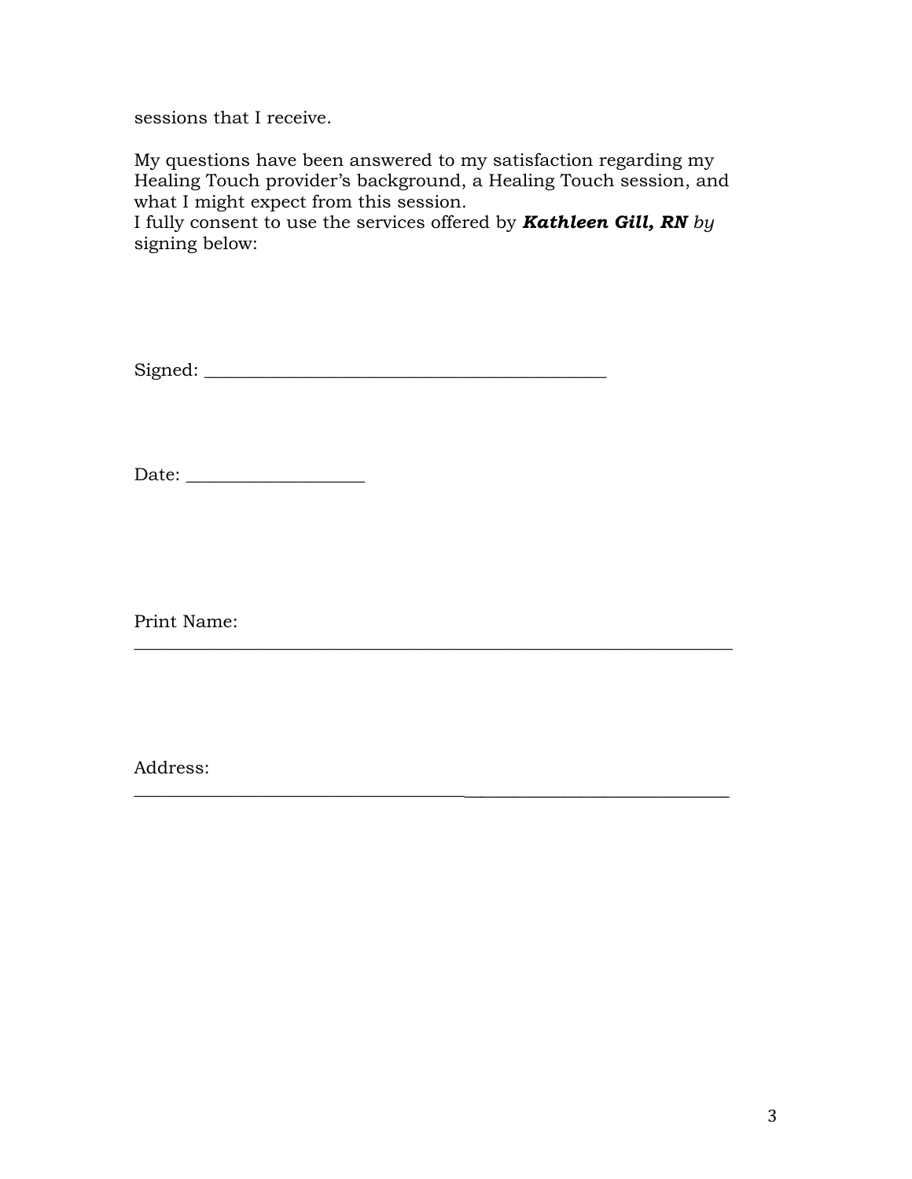sessions that I receive.

My questions have been answered to my satisfaction regarding my Healing Touch provider's background, a Healing Touch session, and what I might expect from this session.
I fully consent to use the services offered by ***Kathleen Gill, RN*** *by* signing below:

Signed: _____________________________________________

Date: ____________________

Print Name:
____________________________________________________________________

Address:
____________________________________________________________________